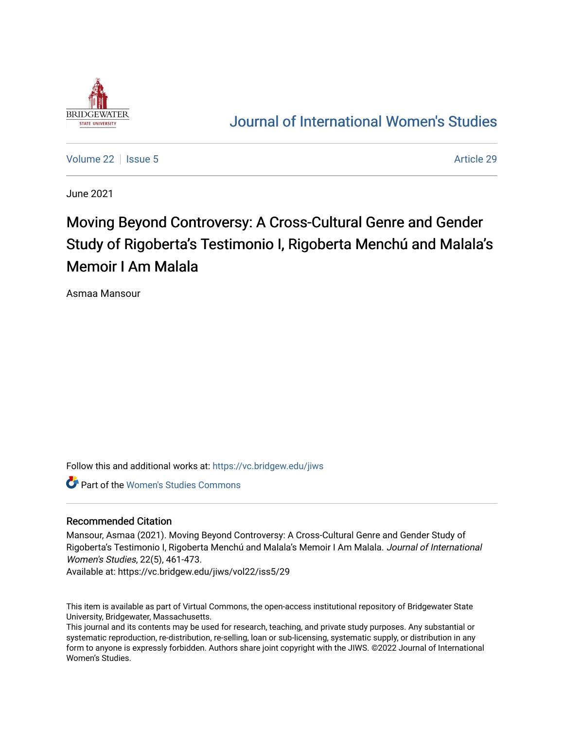Journal of International Women's Studies

Volume 22 | Issue 5 | Article 29

June 2021

# Moving Beyond Controversy: A Cross-Cultural Genre and Gender Study of Rigoberta's Testimonio I, Rigoberta Menchú and Malala's Memoir I Am Malala

Asmaa Mansour

Follow this and additional works at: https://vc.bridgew.edu/jiws

Part of the Women's Studies Commons

## Recommended Citation

Mansour, Asmaa (2021). Moving Beyond Controversy: A Cross-Cultural Genre and Gender Study of Rigoberta's Testimonio I, Rigoberta Menchú and Malala's Memoir I Am Malala. *Journal of International Women's Studies*, 22(5), 461-473.

Available at: https://vc.bridgew.edu/jiws/vol22/iss5/29

This item is available as part of Virtual Commons, the open-access institutional repository of Bridgewater State University, Bridgewater, Massachusetts.

This journal and its contents may be used for research, teaching, and private study purposes. Any substantial or systematic reproduction, re-distribution, re-selling, loan or sub-licensing, systematic supply, or distribution in any form to anyone is expressly forbidden. Authors share joint copyright with the JIWS. ©2022 Journal of International Women's Studies.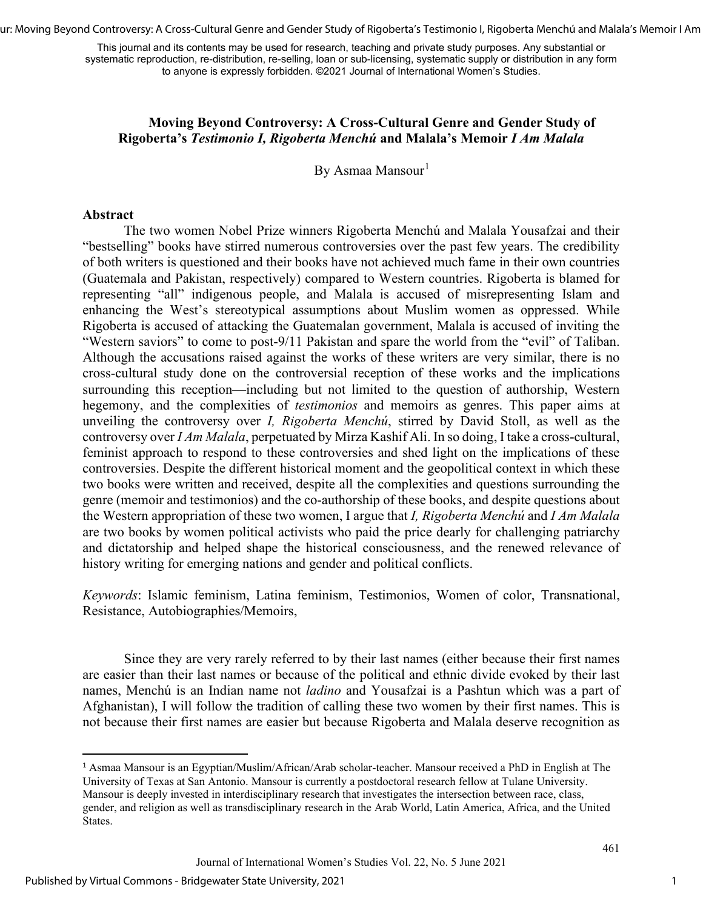This journal and its contents may be used for research, teaching and private study purposes. Any substantial or systematic reproduction, re-distribution, re-selling, loan or sub-licensing, systematic supply or distribution in any form to anyone is expressly forbidden. ©2021 Journal of International Women's Studies.

# Moving Beyond Controversy: A Cross-Cultural Genre and Gender Study of Rigoberta's *Testimonio I, Rigoberta Menchú* and Malala's Memoir *I Am Malala*

By Asmaa Mansour[1]

## Abstract

The two women Nobel Prize winners Rigoberta Menchú and Malala Yousafzai and their "bestselling" books have stirred numerous controversies over the past few years. The credibility of both writers is questioned and their books have not achieved much fame in their own countries (Guatemala and Pakistan, respectively) compared to Western countries. Rigoberta is blamed for representing "all" indigenous people, and Malala is accused of misrepresenting Islam and enhancing the West's stereotypical assumptions about Muslim women as oppressed. While Rigoberta is accused of attacking the Guatemalan government, Malala is accused of inviting the "Western saviors" to come to post-9/11 Pakistan and spare the world from the "evil" of Taliban. Although the accusations raised against the works of these writers are very similar, there is no cross-cultural study done on the controversial reception of these works and the implications surrounding this reception—including but not limited to the question of authorship, Western hegemony, and the complexities of *testimonios* and memoirs as genres. This paper aims at unveiling the controversy over *I, Rigoberta Menchú*, stirred by David Stoll, as well as the controversy over *I Am Malala*, perpetuated by Mirza Kashif Ali. In so doing, I take a cross-cultural, feminist approach to respond to these controversies and shed light on the implications of these controversies. Despite the different historical moment and the geopolitical context in which these two books were written and received, despite all the complexities and questions surrounding the genre (memoir and testimonios) and the co-authorship of these books, and despite questions about the Western appropriation of these two women, I argue that *I, Rigoberta Menchú* and *I Am Malala* are two books by women political activists who paid the price dearly for challenging patriarchy and dictatorship and helped shape the historical consciousness, and the renewed relevance of history writing for emerging nations and gender and political conflicts.

*Keywords*: Islamic feminism, Latina feminism, Testimonios, Women of color, Transnational, Resistance, Autobiographies/Memoirs,

Since they are very rarely referred to by their last names (either because their first names are easier than their last names or because of the political and ethnic divide evoked by their last names, Menchú is an Indian name not *ladino* and Yousafzai is a Pashtun which was a part of Afghanistan), I will follow the tradition of calling these two women by their first names. This is not because their first names are easier but because Rigoberta and Malala deserve recognition as

---

[1] Asmaa Mansour is an Egyptian/Muslim/African/Arab scholar-teacher. Mansour received a PhD in English at The University of Texas at San Antonio. Mansour is currently a postdoctoral research fellow at Tulane University. Mansour is deeply invested in interdisciplinary research that investigates the intersection between race, class, gender, and religion as well as transdisciplinary research in the Arab World, Latin America, Africa, and the United States.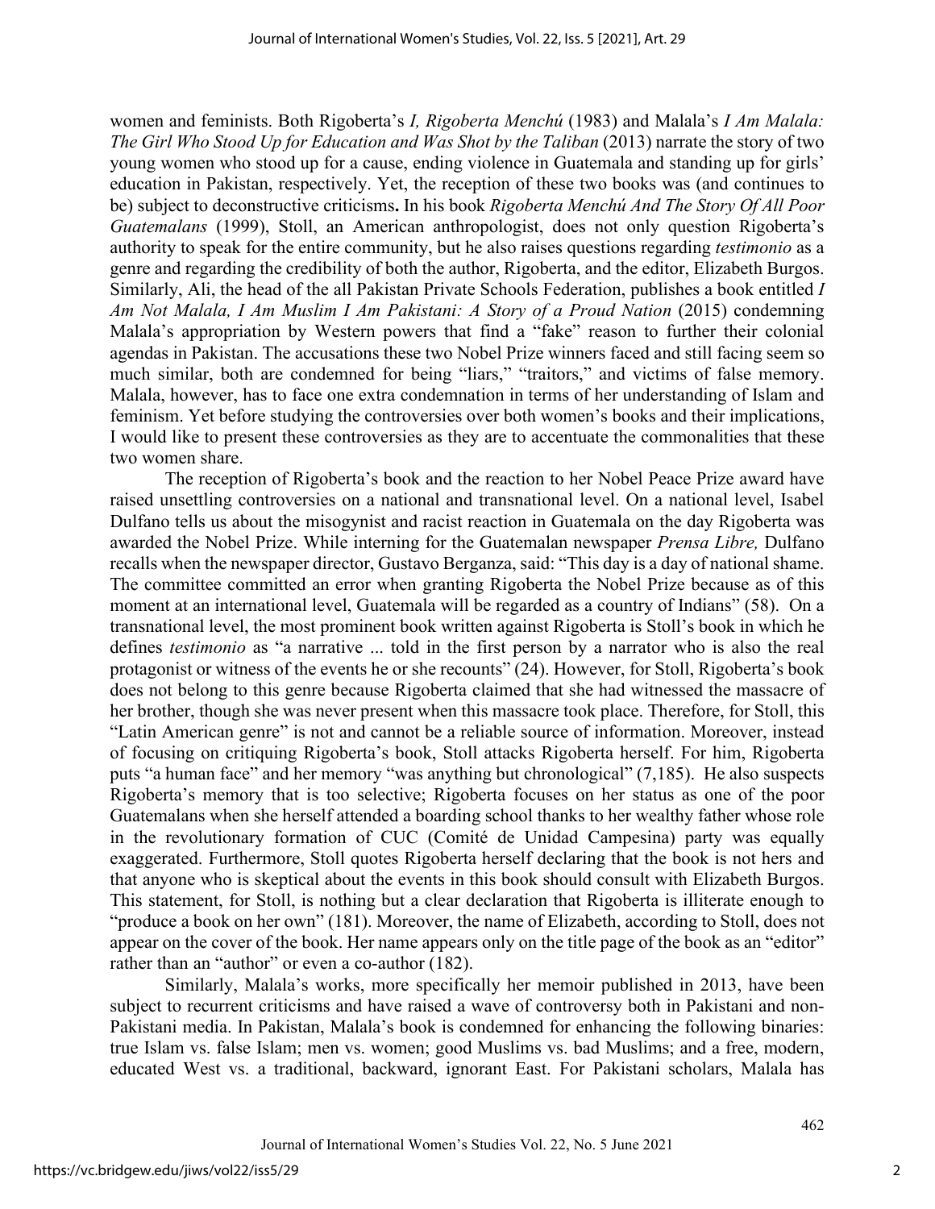women and feminists. Both Rigoberta's *I, Rigoberta Menchú* (1983) and Malala's *I Am Malala: The Girl Who Stood Up for Education and Was Shot by the Taliban* (2013) narrate the story of two young women who stood up for a cause, ending violence in Guatemala and standing up for girls' education in Pakistan, respectively. Yet, the reception of these two books was (and continues to be) subject to deconstructive criticisms**.** In his book *Rigoberta Menchú And The Story Of All Poor Guatemalans* (1999), Stoll, an American anthropologist, does not only question Rigoberta's authority to speak for the entire community, but he also raises questions regarding *testimonio* as a genre and regarding the credibility of both the author, Rigoberta, and the editor, Elizabeth Burgos. Similarly, Ali, the head of the all Pakistan Private Schools Federation, publishes a book entitled *I Am Not Malala, I Am Muslim I Am Pakistani: A Story of a Proud Nation* (2015) condemning Malala's appropriation by Western powers that find a "fake" reason to further their colonial agendas in Pakistan. The accusations these two Nobel Prize winners faced and still facing seem so much similar, both are condemned for being "liars," "traitors," and victims of false memory. Malala, however, has to face one extra condemnation in terms of her understanding of Islam and feminism. Yet before studying the controversies over both women's books and their implications, I would like to present these controversies as they are to accentuate the commonalities that these two women share.

The reception of Rigoberta's book and the reaction to her Nobel Peace Prize award have raised unsettling controversies on a national and transnational level. On a national level, Isabel Dulfano tells us about the misogynist and racist reaction in Guatemala on the day Rigoberta was awarded the Nobel Prize. While interning for the Guatemalan newspaper *Prensa Libre,* Dulfano recalls when the newspaper director, Gustavo Berganza, said: "This day is a day of national shame. The committee committed an error when granting Rigoberta the Nobel Prize because as of this moment at an international level, Guatemala will be regarded as a country of Indians" (58). On a transnational level, the most prominent book written against Rigoberta is Stoll's book in which he defines *testimonio* as "a narrative ... told in the first person by a narrator who is also the real protagonist or witness of the events he or she recounts" (24). However, for Stoll, Rigoberta's book does not belong to this genre because Rigoberta claimed that she had witnessed the massacre of her brother, though she was never present when this massacre took place. Therefore, for Stoll, this "Latin American genre" is not and cannot be a reliable source of information. Moreover, instead of focusing on critiquing Rigoberta's book, Stoll attacks Rigoberta herself. For him, Rigoberta puts "a human face" and her memory "was anything but chronological" (7,185). He also suspects Rigoberta's memory that is too selective; Rigoberta focuses on her status as one of the poor Guatemalans when she herself attended a boarding school thanks to her wealthy father whose role in the revolutionary formation of CUC (Comité de Unidad Campesina) party was equally exaggerated. Furthermore, Stoll quotes Rigoberta herself declaring that the book is not hers and that anyone who is skeptical about the events in this book should consult with Elizabeth Burgos. This statement, for Stoll, is nothing but a clear declaration that Rigoberta is illiterate enough to "produce a book on her own" (181). Moreover, the name of Elizabeth, according to Stoll, does not appear on the cover of the book. Her name appears only on the title page of the book as an "editor" rather than an "author" or even a co-author (182).

Similarly, Malala's works, more specifically her memoir published in 2013, have been subject to recurrent criticisms and have raised a wave of controversy both in Pakistani and non-Pakistani media. In Pakistan, Malala's book is condemned for enhancing the following binaries: true Islam vs. false Islam; men vs. women; good Muslims vs. bad Muslims; and a free, modern, educated West vs. a traditional, backward, ignorant East. For Pakistani scholars, Malala has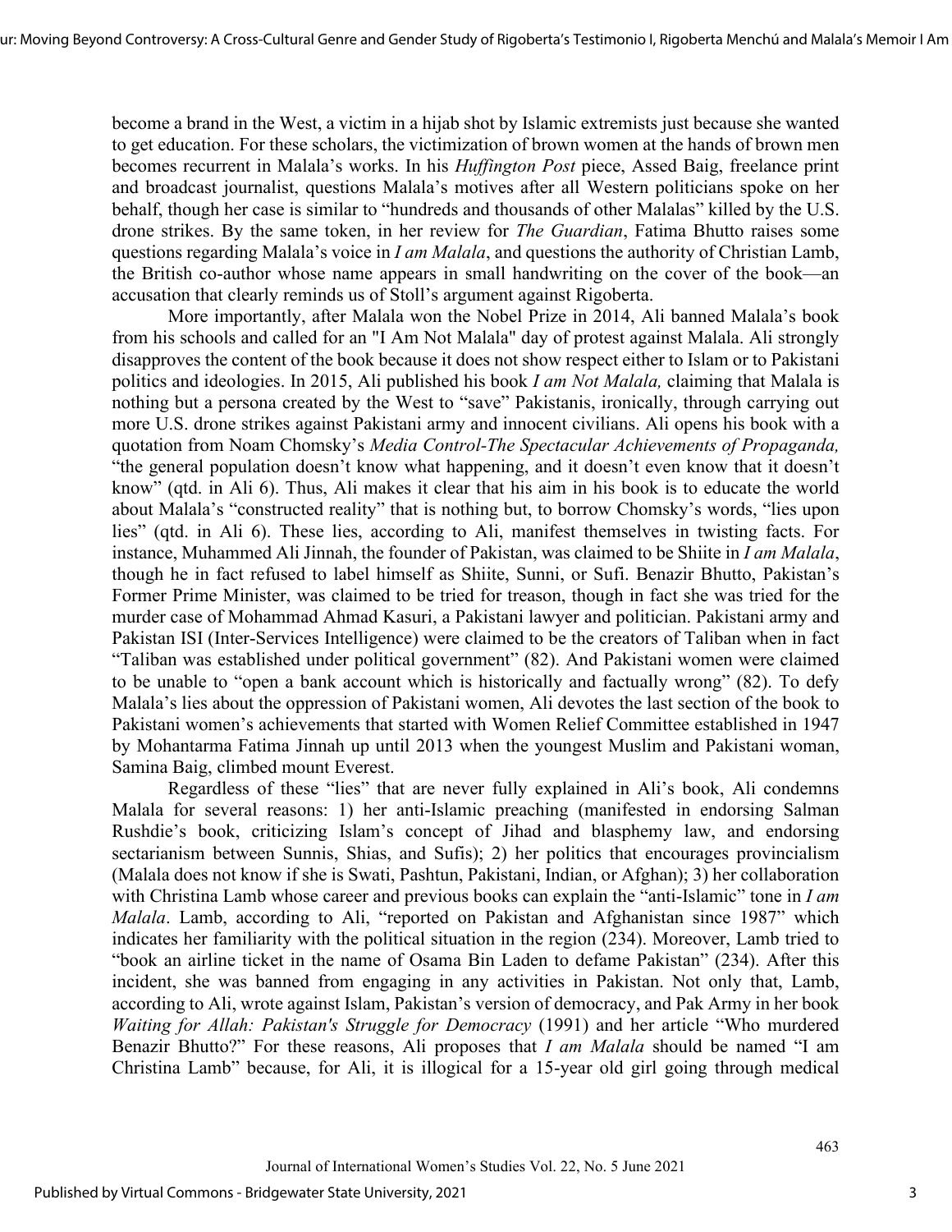become a brand in the West, a victim in a hijab shot by Islamic extremists just because she wanted to get education. For these scholars, the victimization of brown women at the hands of brown men becomes recurrent in Malala's works. In his *Huffington Post* piece, Assed Baig, freelance print and broadcast journalist, questions Malala's motives after all Western politicians spoke on her behalf, though her case is similar to "hundreds and thousands of other Malalas" killed by the U.S. drone strikes. By the same token, in her review for *The Guardian*, Fatima Bhutto raises some questions regarding Malala's voice in *I am Malala*, and questions the authority of Christian Lamb, the British co-author whose name appears in small handwriting on the cover of the book—an accusation that clearly reminds us of Stoll's argument against Rigoberta.

More importantly, after Malala won the Nobel Prize in 2014, Ali banned Malala's book from his schools and called for an "I Am Not Malala" day of protest against Malala. Ali strongly disapproves the content of the book because it does not show respect either to Islam or to Pakistani politics and ideologies. In 2015, Ali published his book *I am Not Malala,* claiming that Malala is nothing but a persona created by the West to "save" Pakistanis, ironically, through carrying out more U.S. drone strikes against Pakistani army and innocent civilians. Ali opens his book with a quotation from Noam Chomsky's *Media Control-The Spectacular Achievements of Propaganda,* "the general population doesn't know what happening, and it doesn't even know that it doesn't know" (qtd. in Ali 6). Thus, Ali makes it clear that his aim in his book is to educate the world about Malala's "constructed reality" that is nothing but, to borrow Chomsky's words, "lies upon lies" (qtd. in Ali 6). These lies, according to Ali, manifest themselves in twisting facts. For instance, Muhammed Ali Jinnah, the founder of Pakistan, was claimed to be Shiite in *I am Malala*, though he in fact refused to label himself as Shiite, Sunni, or Sufi. Benazir Bhutto, Pakistan's Former Prime Minister, was claimed to be tried for treason, though in fact she was tried for the murder case of Mohammad Ahmad Kasuri, a Pakistani lawyer and politician. Pakistani army and Pakistan ISI (Inter-Services Intelligence) were claimed to be the creators of Taliban when in fact "Taliban was established under political government" (82). And Pakistani women were claimed to be unable to "open a bank account which is historically and factually wrong" (82). To defy Malala's lies about the oppression of Pakistani women, Ali devotes the last section of the book to Pakistani women's achievements that started with Women Relief Committee established in 1947 by Mohantarma Fatima Jinnah up until 2013 when the youngest Muslim and Pakistani woman, Samina Baig, climbed mount Everest.

Regardless of these "lies" that are never fully explained in Ali's book, Ali condemns Malala for several reasons: 1) her anti-Islamic preaching (manifested in endorsing Salman Rushdie's book, criticizing Islam's concept of Jihad and blasphemy law, and endorsing sectarianism between Sunnis, Shias, and Sufis); 2) her politics that encourages provincialism (Malala does not know if she is Swati, Pashtun, Pakistani, Indian, or Afghan); 3) her collaboration with Christina Lamb whose career and previous books can explain the "anti-Islamic" tone in *I am Malala*. Lamb, according to Ali, "reported on Pakistan and Afghanistan since 1987" which indicates her familiarity with the political situation in the region (234). Moreover, Lamb tried to "book an airline ticket in the name of Osama Bin Laden to defame Pakistan" (234). After this incident, she was banned from engaging in any activities in Pakistan. Not only that, Lamb, according to Ali, wrote against Islam, Pakistan's version of democracy, and Pak Army in her book *Waiting for Allah: Pakistan's Struggle for Democracy* (1991) and her article "Who murdered Benazir Bhutto?" For these reasons, Ali proposes that *I am Malala* should be named "I am Christina Lamb" because, for Ali, it is illogical for a 15-year old girl going through medical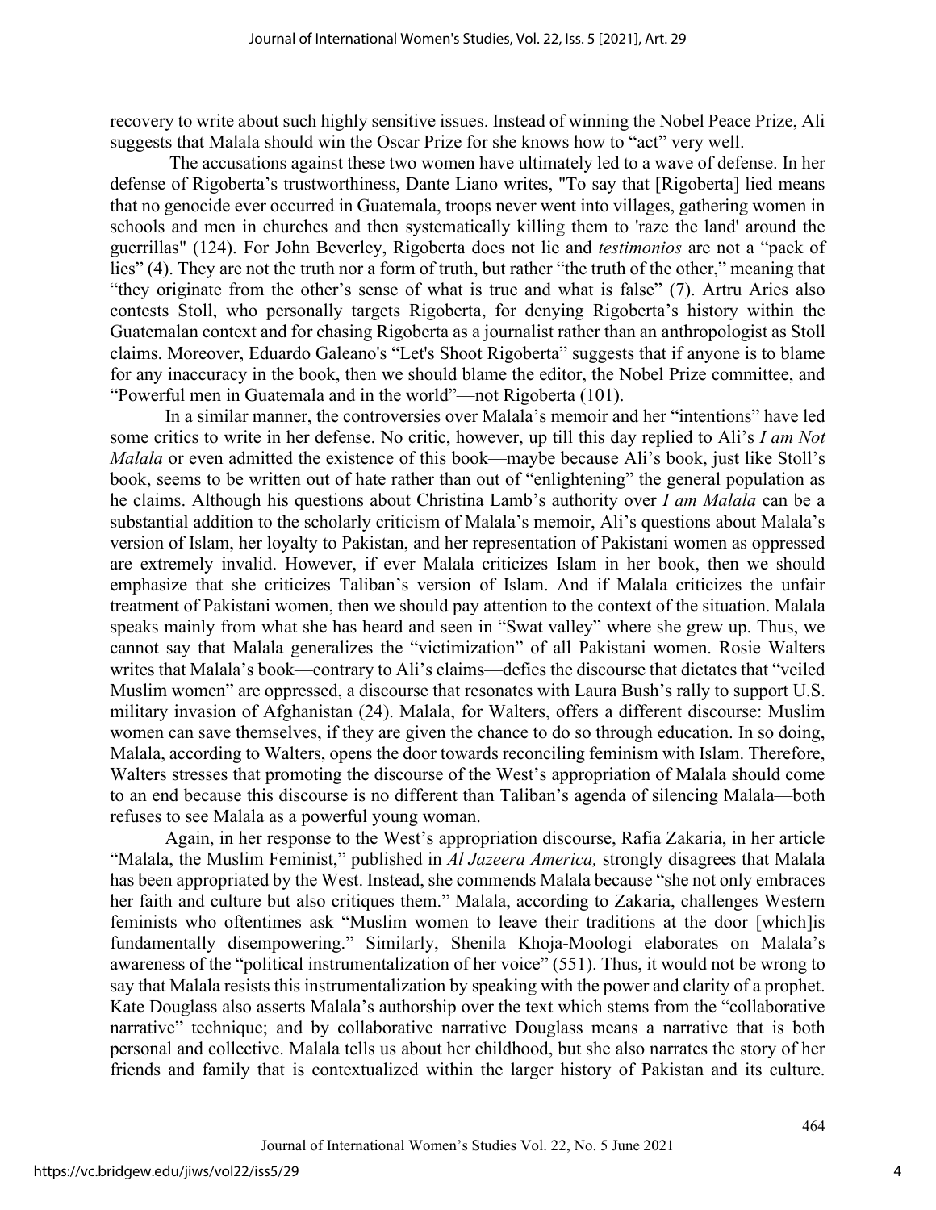recovery to write about such highly sensitive issues. Instead of winning the Nobel Peace Prize, Ali suggests that Malala should win the Oscar Prize for she knows how to "act" very well.

The accusations against these two women have ultimately led to a wave of defense. In her defense of Rigoberta's trustworthiness, Dante Liano writes, "To say that [Rigoberta] lied means that no genocide ever occurred in Guatemala, troops never went into villages, gathering women in schools and men in churches and then systematically killing them to 'raze the land' around the guerrillas" (124). For John Beverley, Rigoberta does not lie and *testimonios* are not a "pack of lies" (4). They are not the truth nor a form of truth, but rather "the truth of the other," meaning that "they originate from the other's sense of what is true and what is false" (7). Artru Aries also contests Stoll, who personally targets Rigoberta, for denying Rigoberta's history within the Guatemalan context and for chasing Rigoberta as a journalist rather than an anthropologist as Stoll claims. Moreover, Eduardo Galeano's "Let's Shoot Rigoberta" suggests that if anyone is to blame for any inaccuracy in the book, then we should blame the editor, the Nobel Prize committee, and "Powerful men in Guatemala and in the world"—not Rigoberta (101).

In a similar manner, the controversies over Malala's memoir and her "intentions" have led some critics to write in her defense. No critic, however, up till this day replied to Ali's *I am Not Malala* or even admitted the existence of this book—maybe because Ali's book, just like Stoll's book, seems to be written out of hate rather than out of "enlightening" the general population as he claims. Although his questions about Christina Lamb's authority over *I am Malala* can be a substantial addition to the scholarly criticism of Malala's memoir, Ali's questions about Malala's version of Islam, her loyalty to Pakistan, and her representation of Pakistani women as oppressed are extremely invalid. However, if ever Malala criticizes Islam in her book, then we should emphasize that she criticizes Taliban's version of Islam. And if Malala criticizes the unfair treatment of Pakistani women, then we should pay attention to the context of the situation. Malala speaks mainly from what she has heard and seen in "Swat valley" where she grew up. Thus, we cannot say that Malala generalizes the "victimization" of all Pakistani women. Rosie Walters writes that Malala's book—contrary to Ali's claims—defies the discourse that dictates that "veiled Muslim women" are oppressed, a discourse that resonates with Laura Bush's rally to support U.S. military invasion of Afghanistan (24). Malala, for Walters, offers a different discourse: Muslim women can save themselves, if they are given the chance to do so through education. In so doing, Malala, according to Walters, opens the door towards reconciling feminism with Islam. Therefore, Walters stresses that promoting the discourse of the West's appropriation of Malala should come to an end because this discourse is no different than Taliban's agenda of silencing Malala—both refuses to see Malala as a powerful young woman.

Again, in her response to the West's appropriation discourse, Rafia Zakaria, in her article "Malala, the Muslim Feminist," published in *Al Jazeera America,* strongly disagrees that Malala has been appropriated by the West. Instead, she commends Malala because "she not only embraces her faith and culture but also critiques them." Malala, according to Zakaria, challenges Western feminists who oftentimes ask "Muslim women to leave their traditions at the door [which]is fundamentally disempowering." Similarly, Shenila Khoja-Moologi elaborates on Malala's awareness of the "political instrumentalization of her voice" (551). Thus, it would not be wrong to say that Malala resists this instrumentalization by speaking with the power and clarity of a prophet. Kate Douglass also asserts Malala's authorship over the text which stems from the "collaborative narrative" technique; and by collaborative narrative Douglass means a narrative that is both personal and collective. Malala tells us about her childhood, but she also narrates the story of her friends and family that is contextualized within the larger history of Pakistan and its culture.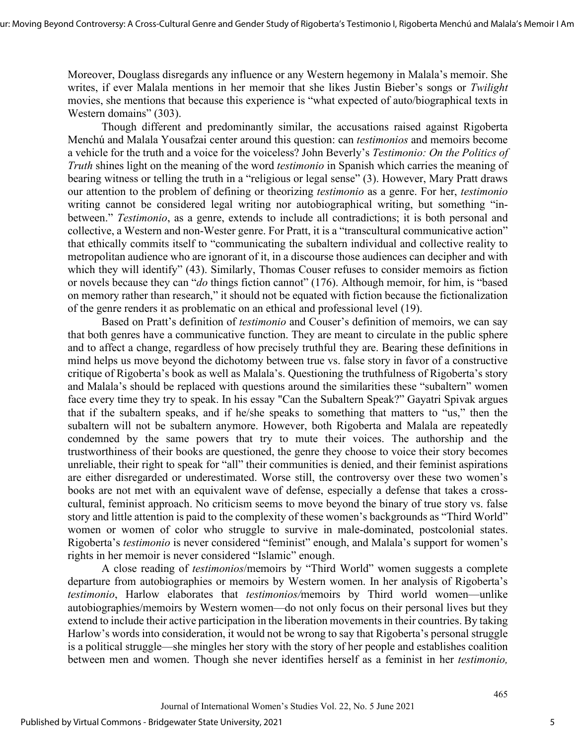Moreover, Douglass disregards any influence or any Western hegemony in Malala's memoir. She writes, if ever Malala mentions in her memoir that she likes Justin Bieber's songs or *Twilight* movies, she mentions that because this experience is "what expected of auto/biographical texts in Western domains" (303).

Though different and predominantly similar, the accusations raised against Rigoberta Menchú and Malala Yousafzai center around this question: can *testimonios* and memoirs become a vehicle for the truth and a voice for the voiceless? John Beverly's *Testimonio: On the Politics of Truth* shines light on the meaning of the word *testimonio* in Spanish which carries the meaning of bearing witness or telling the truth in a "religious or legal sense" (3). However, Mary Pratt draws our attention to the problem of defining or theorizing *testimonio* as a genre. For her, *testimonio* writing cannot be considered legal writing nor autobiographical writing, but something "in-between." *Testimonio*, as a genre, extends to include all contradictions; it is both personal and collective, a Western and non-Wester genre. For Pratt, it is a "transcultural communicative action" that ethically commits itself to "communicating the subaltern individual and collective reality to metropolitan audience who are ignorant of it, in a discourse those audiences can decipher and with which they will identify" (43). Similarly, Thomas Couser refuses to consider memoirs as fiction or novels because they can "*do* things fiction cannot" (176). Although memoir, for him, is "based on memory rather than research," it should not be equated with fiction because the fictionalization of the genre renders it as problematic on an ethical and professional level (19).

Based on Pratt's definition of *testimonio* and Couser's definition of memoirs, we can say that both genres have a communicative function. They are meant to circulate in the public sphere and to affect a change, regardless of how precisely truthful they are. Bearing these definitions in mind helps us move beyond the dichotomy between true vs. false story in favor of a constructive critique of Rigoberta's book as well as Malala's. Questioning the truthfulness of Rigoberta's story and Malala's should be replaced with questions around the similarities these "subaltern" women face every time they try to speak. In his essay "Can the Subaltern Speak?" Gayatri Spivak argues that if the subaltern speaks, and if he/she speaks to something that matters to "us," then the subaltern will not be subaltern anymore. However, both Rigoberta and Malala are repeatedly condemned by the same powers that try to mute their voices. The authorship and the trustworthiness of their books are questioned, the genre they choose to voice their story becomes unreliable, their right to speak for "all" their communities is denied, and their feminist aspirations are either disregarded or underestimated. Worse still, the controversy over these two women's books are not met with an equivalent wave of defense, especially a defense that takes a cross-cultural, feminist approach. No criticism seems to move beyond the binary of true story vs. false story and little attention is paid to the complexity of these women's backgrounds as "Third World" women or women of color who struggle to survive in male-dominated, postcolonial states. Rigoberta's *testimonio* is never considered "feminist" enough, and Malala's support for women's rights in her memoir is never considered "Islamic" enough.

A close reading of *testimonios*/memoirs by "Third World" women suggests a complete departure from autobiographies or memoirs by Western women. In her analysis of Rigoberta's *testimonio*, Harlow elaborates that *testimonios/*memoirs by Third world women—unlike autobiographies/memoirs by Western women—do not only focus on their personal lives but they extend to include their active participation in the liberation movements in their countries. By taking Harlow's words into consideration, it would not be wrong to say that Rigoberta's personal struggle is a political struggle—she mingles her story with the story of her people and establishes coalition between men and women. Though she never identifies herself as a feminist in her *testimonio,*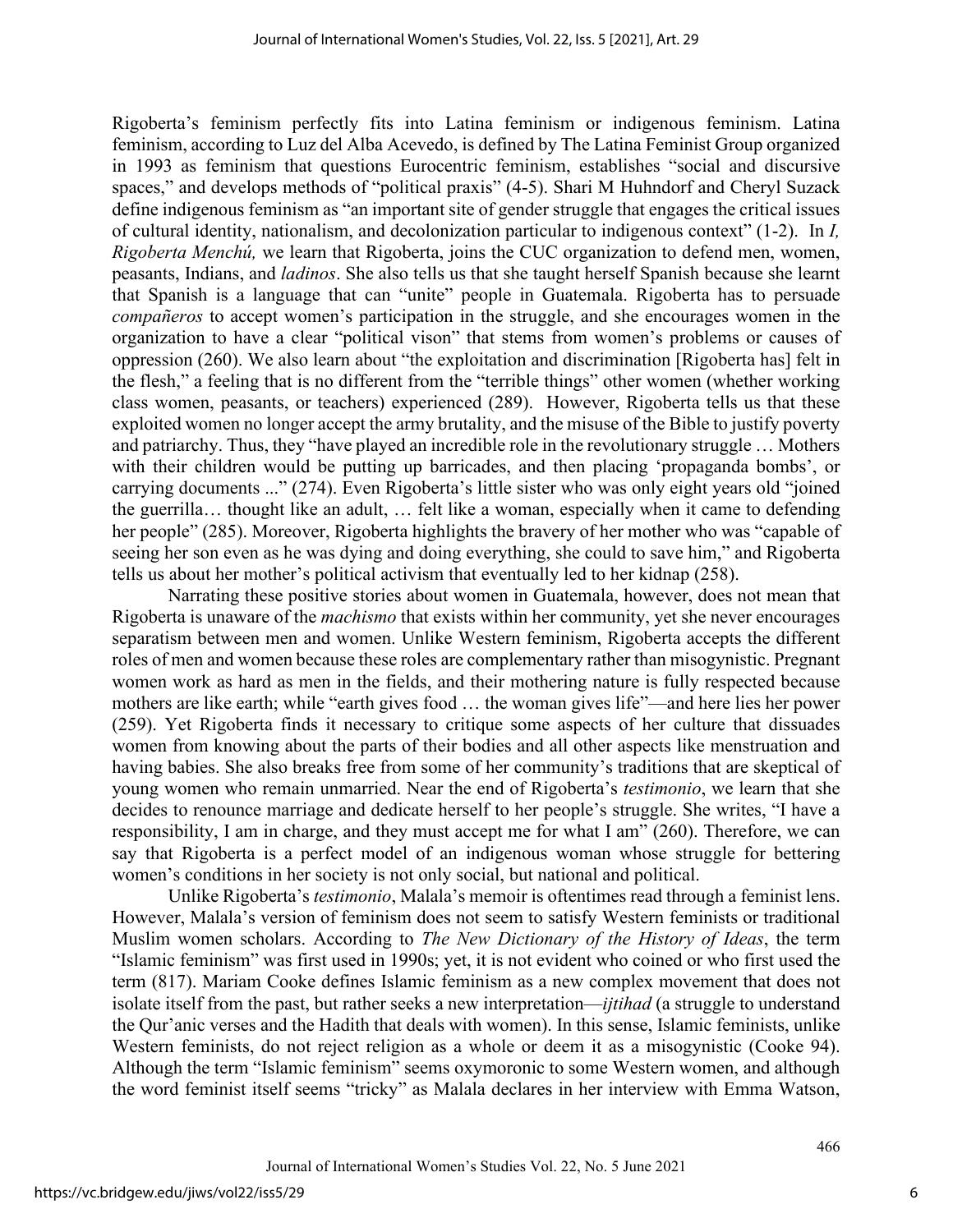Rigoberta's feminism perfectly fits into Latina feminism or indigenous feminism. Latina feminism, according to Luz del Alba Acevedo, is defined by The Latina Feminist Group organized in 1993 as feminism that questions Eurocentric feminism, establishes "social and discursive spaces," and develops methods of "political praxis" (4-5). Shari M Huhndorf and Cheryl Suzack define indigenous feminism as "an important site of gender struggle that engages the critical issues of cultural identity, nationalism, and decolonization particular to indigenous context" (1-2). In *I, Rigoberta Menchú,* we learn that Rigoberta, joins the CUC organization to defend men, women, peasants, Indians, and *ladinos*. She also tells us that she taught herself Spanish because she learnt that Spanish is a language that can "unite" people in Guatemala. Rigoberta has to persuade *compañeros* to accept women's participation in the struggle, and she encourages women in the organization to have a clear "political vison" that stems from women's problems or causes of oppression (260). We also learn about "the exploitation and discrimination [Rigoberta has] felt in the flesh," a feeling that is no different from the "terrible things" other women (whether working class women, peasants, or teachers) experienced (289). However, Rigoberta tells us that these exploited women no longer accept the army brutality, and the misuse of the Bible to justify poverty and patriarchy. Thus, they "have played an incredible role in the revolutionary struggle … Mothers with their children would be putting up barricades, and then placing 'propaganda bombs', or carrying documents ..." (274). Even Rigoberta's little sister who was only eight years old "joined the guerrilla… thought like an adult, … felt like a woman, especially when it came to defending her people" (285). Moreover, Rigoberta highlights the bravery of her mother who was "capable of seeing her son even as he was dying and doing everything, she could to save him," and Rigoberta tells us about her mother's political activism that eventually led to her kidnap (258).

Narrating these positive stories about women in Guatemala, however, does not mean that Rigoberta is unaware of the *machismo* that exists within her community, yet she never encourages separatism between men and women. Unlike Western feminism, Rigoberta accepts the different roles of men and women because these roles are complementary rather than misogynistic. Pregnant women work as hard as men in the fields, and their mothering nature is fully respected because mothers are like earth; while "earth gives food … the woman gives life"—and here lies her power (259). Yet Rigoberta finds it necessary to critique some aspects of her culture that dissuades women from knowing about the parts of their bodies and all other aspects like menstruation and having babies. She also breaks free from some of her community's traditions that are skeptical of young women who remain unmarried. Near the end of Rigoberta's *testimonio*, we learn that she decides to renounce marriage and dedicate herself to her people's struggle. She writes, "I have a responsibility, I am in charge, and they must accept me for what I am" (260). Therefore, we can say that Rigoberta is a perfect model of an indigenous woman whose struggle for bettering women's conditions in her society is not only social, but national and political.

Unlike Rigoberta's *testimonio*, Malala's memoir is oftentimes read through a feminist lens. However, Malala's version of feminism does not seem to satisfy Western feminists or traditional Muslim women scholars. According to *The New Dictionary of the History of Ideas*, the term "Islamic feminism" was first used in 1990s; yet, it is not evident who coined or who first used the term (817). Mariam Cooke defines Islamic feminism as a new complex movement that does not isolate itself from the past, but rather seeks a new interpretation—*ijtihad* (a struggle to understand the Qur'anic verses and the Hadith that deals with women). In this sense, Islamic feminists, unlike Western feminists, do not reject religion as a whole or deem it as a misogynistic (Cooke 94). Although the term "Islamic feminism" seems oxymoronic to some Western women, and although the word feminist itself seems "tricky" as Malala declares in her interview with Emma Watson,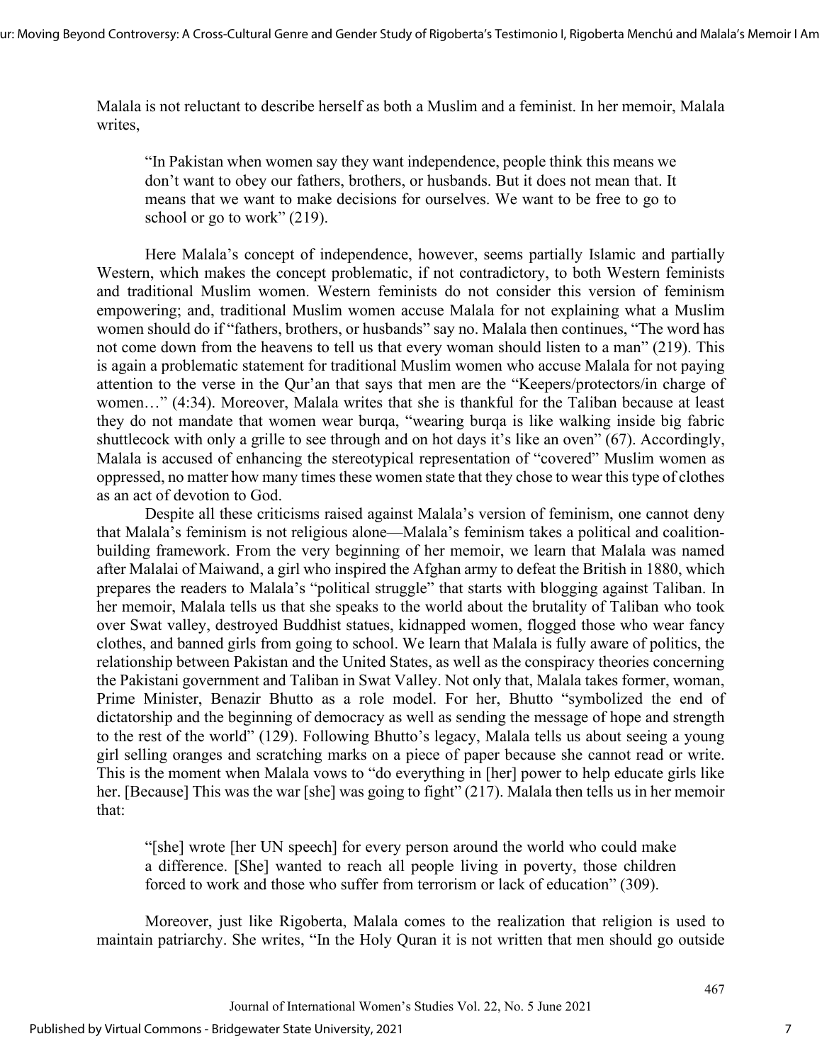Malala is not reluctant to describe herself as both a Muslim and a feminist. In her memoir, Malala writes,

> "In Pakistan when women say they want independence, people think this means we don't want to obey our fathers, brothers, or husbands. But it does not mean that. It means that we want to make decisions for ourselves. We want to be free to go to school or go to work" (219).

Here Malala's concept of independence, however, seems partially Islamic and partially Western, which makes the concept problematic, if not contradictory, to both Western feminists and traditional Muslim women. Western feminists do not consider this version of feminism empowering; and, traditional Muslim women accuse Malala for not explaining what a Muslim women should do if "fathers, brothers, or husbands" say no. Malala then continues, "The word has not come down from the heavens to tell us that every woman should listen to a man" (219). This is again a problematic statement for traditional Muslim women who accuse Malala for not paying attention to the verse in the Qur'an that says that men are the "Keepers/protectors/in charge of women…" (4:34). Moreover, Malala writes that she is thankful for the Taliban because at least they do not mandate that women wear burqa, "wearing burqa is like walking inside big fabric shuttlecock with only a grille to see through and on hot days it's like an oven" (67). Accordingly, Malala is accused of enhancing the stereotypical representation of "covered" Muslim women as oppressed, no matter how many times these women state that they chose to wear this type of clothes as an act of devotion to God.

Despite all these criticisms raised against Malala's version of feminism, one cannot deny that Malala's feminism is not religious alone—Malala's feminism takes a political and coalition-building framework. From the very beginning of her memoir, we learn that Malala was named after Malalai of Maiwand, a girl who inspired the Afghan army to defeat the British in 1880, which prepares the readers to Malala's "political struggle" that starts with blogging against Taliban. In her memoir, Malala tells us that she speaks to the world about the brutality of Taliban who took over Swat valley, destroyed Buddhist statues, kidnapped women, flogged those who wear fancy clothes, and banned girls from going to school. We learn that Malala is fully aware of politics, the relationship between Pakistan and the United States, as well as the conspiracy theories concerning the Pakistani government and Taliban in Swat Valley. Not only that, Malala takes former, woman, Prime Minister, Benazir Bhutto as a role model. For her, Bhutto "symbolized the end of dictatorship and the beginning of democracy as well as sending the message of hope and strength to the rest of the world" (129). Following Bhutto's legacy, Malala tells us about seeing a young girl selling oranges and scratching marks on a piece of paper because she cannot read or write. This is the moment when Malala vows to "do everything in [her] power to help educate girls like her. [Because] This was the war [she] was going to fight" (217). Malala then tells us in her memoir that:

> "[she] wrote [her UN speech] for every person around the world who could make a difference. [She] wanted to reach all people living in poverty, those children forced to work and those who suffer from terrorism or lack of education" (309).

Moreover, just like Rigoberta, Malala comes to the realization that religion is used to maintain patriarchy. She writes, "In the Holy Quran it is not written that men should go outside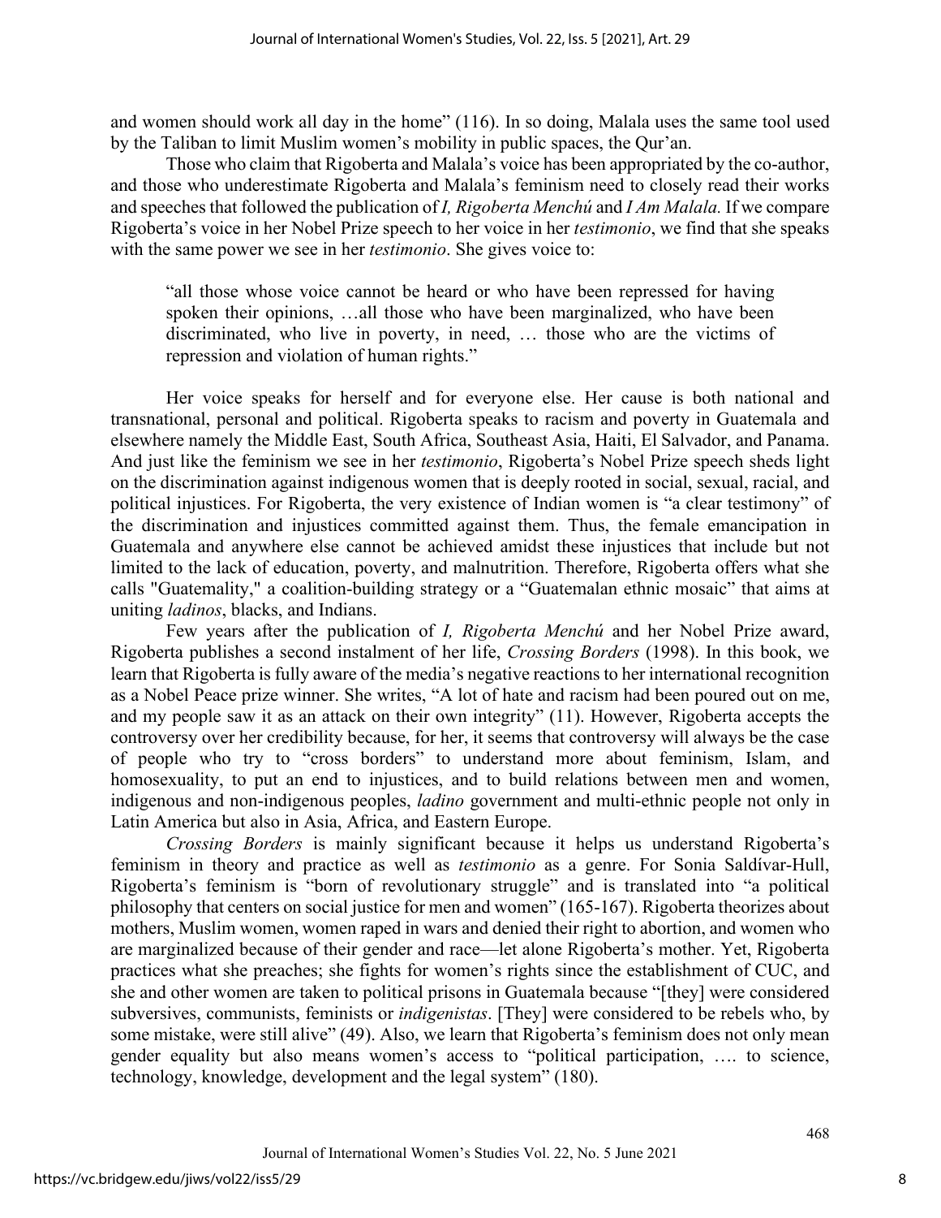and women should work all day in the home" (116). In so doing, Malala uses the same tool used by the Taliban to limit Muslim women's mobility in public spaces, the Qur'an.

Those who claim that Rigoberta and Malala's voice has been appropriated by the co-author, and those who underestimate Rigoberta and Malala's feminism need to closely read their works and speeches that followed the publication of *I, Rigoberta Menchú* and *I Am Malala.* If we compare Rigoberta's voice in her Nobel Prize speech to her voice in her *testimonio*, we find that she speaks with the same power we see in her *testimonio*. She gives voice to:

> "all those whose voice cannot be heard or who have been repressed for having spoken their opinions, …all those who have been marginalized, who have been discriminated, who live in poverty, in need, … those who are the victims of repression and violation of human rights."

Her voice speaks for herself and for everyone else. Her cause is both national and transnational, personal and political. Rigoberta speaks to racism and poverty in Guatemala and elsewhere namely the Middle East, South Africa, Southeast Asia, Haiti, El Salvador, and Panama. And just like the feminism we see in her *testimonio*, Rigoberta's Nobel Prize speech sheds light on the discrimination against indigenous women that is deeply rooted in social, sexual, racial, and political injustices. For Rigoberta, the very existence of Indian women is "a clear testimony" of the discrimination and injustices committed against them. Thus, the female emancipation in Guatemala and anywhere else cannot be achieved amidst these injustices that include but not limited to the lack of education, poverty, and malnutrition. Therefore, Rigoberta offers what she calls "Guatemality," a coalition-building strategy or a "Guatemalan ethnic mosaic" that aims at uniting *ladinos*, blacks, and Indians.

Few years after the publication of *I, Rigoberta Menchú* and her Nobel Prize award, Rigoberta publishes a second instalment of her life, *Crossing Borders* (1998). In this book, we learn that Rigoberta is fully aware of the media's negative reactions to her international recognition as a Nobel Peace prize winner. She writes, "A lot of hate and racism had been poured out on me, and my people saw it as an attack on their own integrity" (11). However, Rigoberta accepts the controversy over her credibility because, for her, it seems that controversy will always be the case of people who try to "cross borders" to understand more about feminism, Islam, and homosexuality, to put an end to injustices, and to build relations between men and women, indigenous and non-indigenous peoples, *ladino* government and multi-ethnic people not only in Latin America but also in Asia, Africa, and Eastern Europe.

*Crossing Borders* is mainly significant because it helps us understand Rigoberta's feminism in theory and practice as well as *testimonio* as a genre. For Sonia Saldívar-Hull, Rigoberta's feminism is "born of revolutionary struggle" and is translated into "a political philosophy that centers on social justice for men and women" (165-167). Rigoberta theorizes about mothers, Muslim women, women raped in wars and denied their right to abortion, and women who are marginalized because of their gender and race—let alone Rigoberta's mother. Yet, Rigoberta practices what she preaches; she fights for women's rights since the establishment of CUC, and she and other women are taken to political prisons in Guatemala because "[they] were considered subversives, communists, feminists or *indigenistas*. [They] were considered to be rebels who, by some mistake, were still alive" (49). Also, we learn that Rigoberta's feminism does not only mean gender equality but also means women's access to "political participation, …. to science, technology, knowledge, development and the legal system" (180).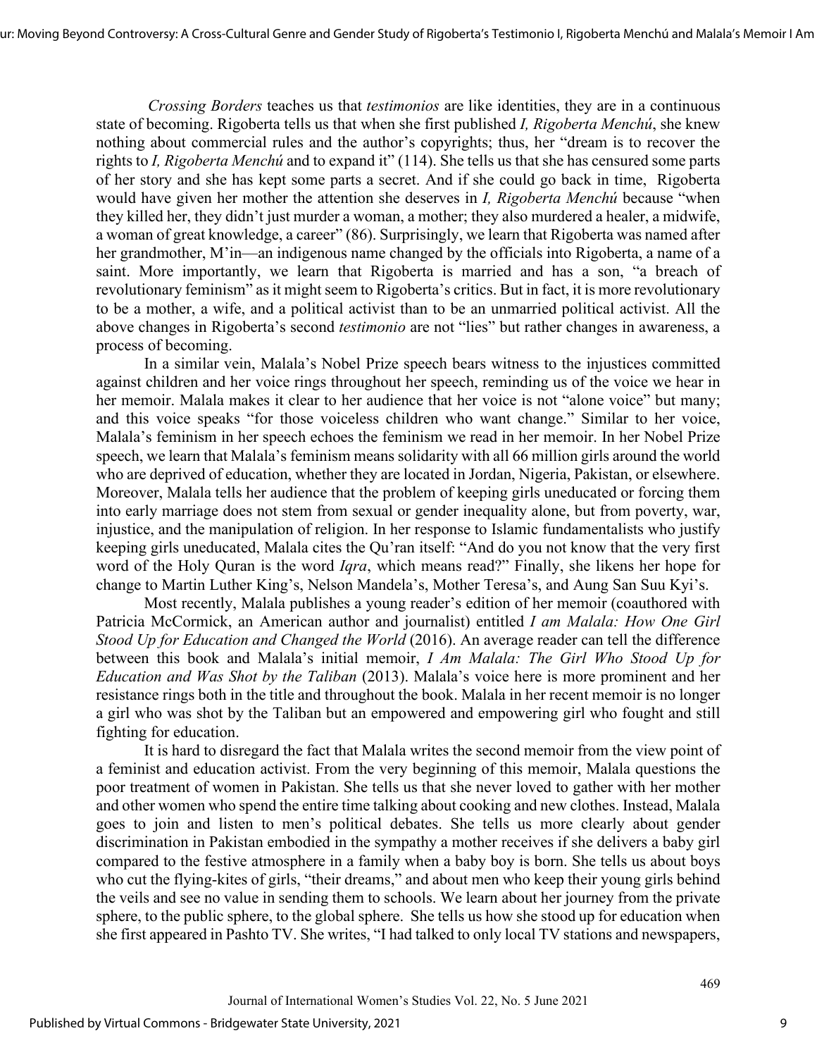*Crossing Borders* teaches us that *testimonios* are like identities, they are in a continuous state of becoming. Rigoberta tells us that when she first published *I, Rigoberta Menchú*, she knew nothing about commercial rules and the author's copyrights; thus, her "dream is to recover the rights to *I, Rigoberta Menchú* and to expand it" (114). She tells us that she has censured some parts of her story and she has kept some parts a secret. And if she could go back in time, Rigoberta would have given her mother the attention she deserves in *I, Rigoberta Menchú* because "when they killed her, they didn't just murder a woman, a mother; they also murdered a healer, a midwife, a woman of great knowledge, a career" (86). Surprisingly, we learn that Rigoberta was named after her grandmother, M'in—an indigenous name changed by the officials into Rigoberta, a name of a saint. More importantly, we learn that Rigoberta is married and has a son, "a breach of revolutionary feminism" as it might seem to Rigoberta's critics. But in fact, it is more revolutionary to be a mother, a wife, and a political activist than to be an unmarried political activist. All the above changes in Rigoberta's second *testimonio* are not "lies" but rather changes in awareness, a process of becoming.

In a similar vein, Malala's Nobel Prize speech bears witness to the injustices committed against children and her voice rings throughout her speech, reminding us of the voice we hear in her memoir. Malala makes it clear to her audience that her voice is not "alone voice" but many; and this voice speaks "for those voiceless children who want change." Similar to her voice, Malala's feminism in her speech echoes the feminism we read in her memoir. In her Nobel Prize speech, we learn that Malala's feminism means solidarity with all 66 million girls around the world who are deprived of education, whether they are located in Jordan, Nigeria, Pakistan, or elsewhere. Moreover, Malala tells her audience that the problem of keeping girls uneducated or forcing them into early marriage does not stem from sexual or gender inequality alone, but from poverty, war, injustice, and the manipulation of religion. In her response to Islamic fundamentalists who justify keeping girls uneducated, Malala cites the Qu'ran itself: "And do you not know that the very first word of the Holy Quran is the word *Iqra*, which means read?" Finally, she likens her hope for change to Martin Luther King's, Nelson Mandela's, Mother Teresa's, and Aung San Suu Kyi's.

Most recently, Malala publishes a young reader's edition of her memoir (coauthored with Patricia McCormick, an American author and journalist) entitled *I am Malala: How One Girl Stood Up for Education and Changed the World* (2016). An average reader can tell the difference between this book and Malala's initial memoir, *I Am Malala: The Girl Who Stood Up for Education and Was Shot by the Taliban* (2013). Malala's voice here is more prominent and her resistance rings both in the title and throughout the book. Malala in her recent memoir is no longer a girl who was shot by the Taliban but an empowered and empowering girl who fought and still fighting for education.

It is hard to disregard the fact that Malala writes the second memoir from the view point of a feminist and education activist. From the very beginning of this memoir, Malala questions the poor treatment of women in Pakistan. She tells us that she never loved to gather with her mother and other women who spend the entire time talking about cooking and new clothes. Instead, Malala goes to join and listen to men's political debates. She tells us more clearly about gender discrimination in Pakistan embodied in the sympathy a mother receives if she delivers a baby girl compared to the festive atmosphere in a family when a baby boy is born. She tells us about boys who cut the flying-kites of girls, "their dreams," and about men who keep their young girls behind the veils and see no value in sending them to schools. We learn about her journey from the private sphere, to the public sphere, to the global sphere. She tells us how she stood up for education when she first appeared in Pashto TV. She writes, "I had talked to only local TV stations and newspapers,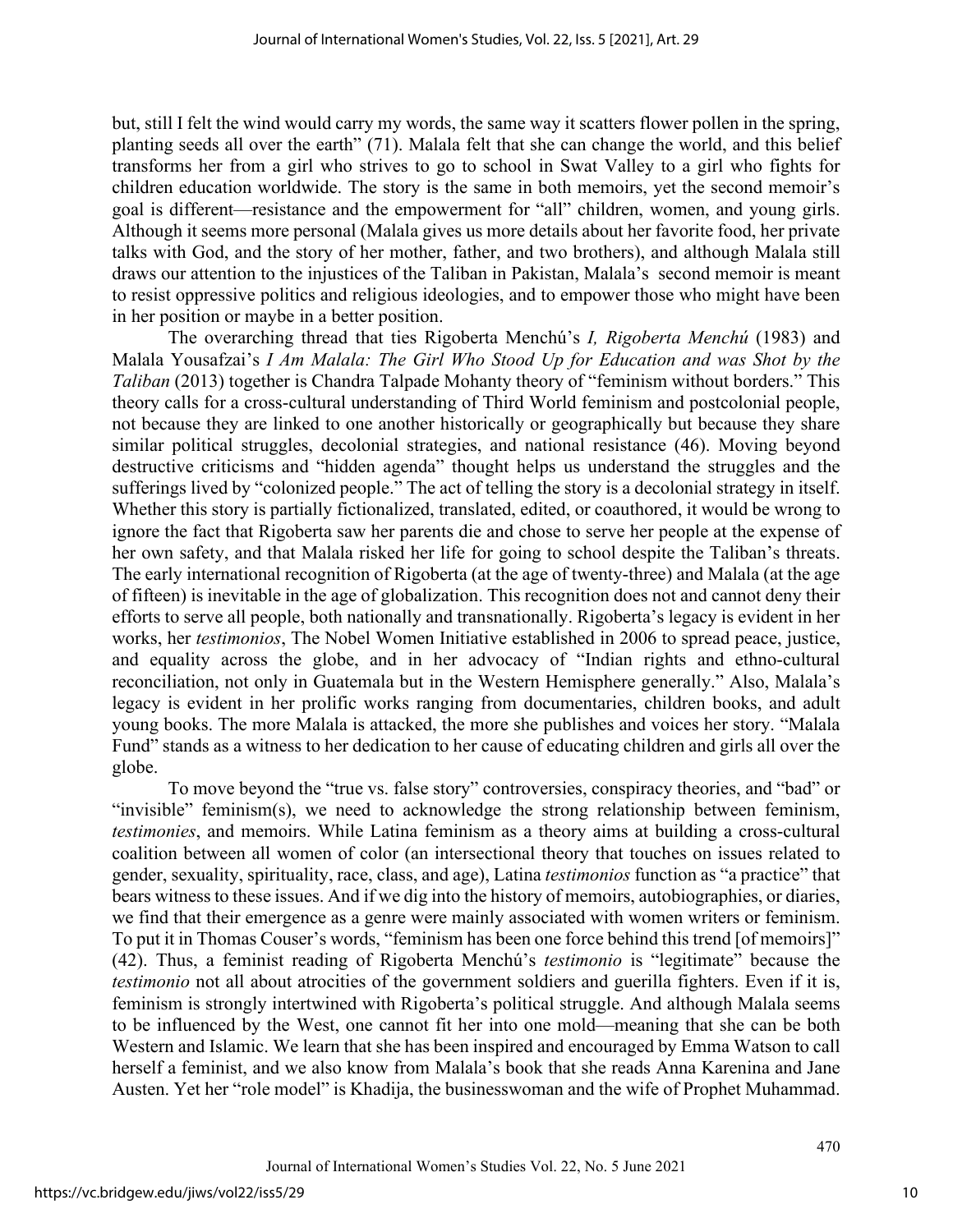but, still I felt the wind would carry my words, the same way it scatters flower pollen in the spring, planting seeds all over the earth" (71). Malala felt that she can change the world, and this belief transforms her from a girl who strives to go to school in Swat Valley to a girl who fights for children education worldwide. The story is the same in both memoirs, yet the second memoir's goal is different—resistance and the empowerment for "all" children, women, and young girls. Although it seems more personal (Malala gives us more details about her favorite food, her private talks with God, and the story of her mother, father, and two brothers), and although Malala still draws our attention to the injustices of the Taliban in Pakistan, Malala's second memoir is meant to resist oppressive politics and religious ideologies, and to empower those who might have been in her position or maybe in a better position.

The overarching thread that ties Rigoberta Menchú's *I, Rigoberta Menchú* (1983) and Malala Yousafzai's *I Am Malala: The Girl Who Stood Up for Education and was Shot by the Taliban* (2013) together is Chandra Talpade Mohanty theory of "feminism without borders." This theory calls for a cross-cultural understanding of Third World feminism and postcolonial people, not because they are linked to one another historically or geographically but because they share similar political struggles, decolonial strategies, and national resistance (46). Moving beyond destructive criticisms and "hidden agenda" thought helps us understand the struggles and the sufferings lived by "colonized people." The act of telling the story is a decolonial strategy in itself. Whether this story is partially fictionalized, translated, edited, or coauthored, it would be wrong to ignore the fact that Rigoberta saw her parents die and chose to serve her people at the expense of her own safety, and that Malala risked her life for going to school despite the Taliban's threats. The early international recognition of Rigoberta (at the age of twenty-three) and Malala (at the age of fifteen) is inevitable in the age of globalization. This recognition does not and cannot deny their efforts to serve all people, both nationally and transnationally. Rigoberta's legacy is evident in her works, her *testimonios*, The Nobel Women Initiative established in 2006 to spread peace, justice, and equality across the globe, and in her advocacy of "Indian rights and ethno-cultural reconciliation, not only in Guatemala but in the Western Hemisphere generally." Also, Malala's legacy is evident in her prolific works ranging from documentaries, children books, and adult young books. The more Malala is attacked, the more she publishes and voices her story. "Malala Fund" stands as a witness to her dedication to her cause of educating children and girls all over the globe.

To move beyond the "true vs. false story" controversies, conspiracy theories, and "bad" or "invisible" feminism(s), we need to acknowledge the strong relationship between feminism, *testimonies*, and memoirs. While Latina feminism as a theory aims at building a cross-cultural coalition between all women of color (an intersectional theory that touches on issues related to gender, sexuality, spirituality, race, class, and age), Latina *testimonios* function as "a practice" that bears witness to these issues. And if we dig into the history of memoirs, autobiographies, or diaries, we find that their emergence as a genre were mainly associated with women writers or feminism. To put it in Thomas Couser's words, "feminism has been one force behind this trend [of memoirs]" (42). Thus, a feminist reading of Rigoberta Menchú's *testimonio* is "legitimate" because the *testimonio* not all about atrocities of the government soldiers and guerilla fighters. Even if it is, feminism is strongly intertwined with Rigoberta's political struggle. And although Malala seems to be influenced by the West, one cannot fit her into one mold—meaning that she can be both Western and Islamic. We learn that she has been inspired and encouraged by Emma Watson to call herself a feminist, and we also know from Malala's book that she reads Anna Karenina and Jane Austen. Yet her "role model" is Khadija, the businesswoman and the wife of Prophet Muhammad.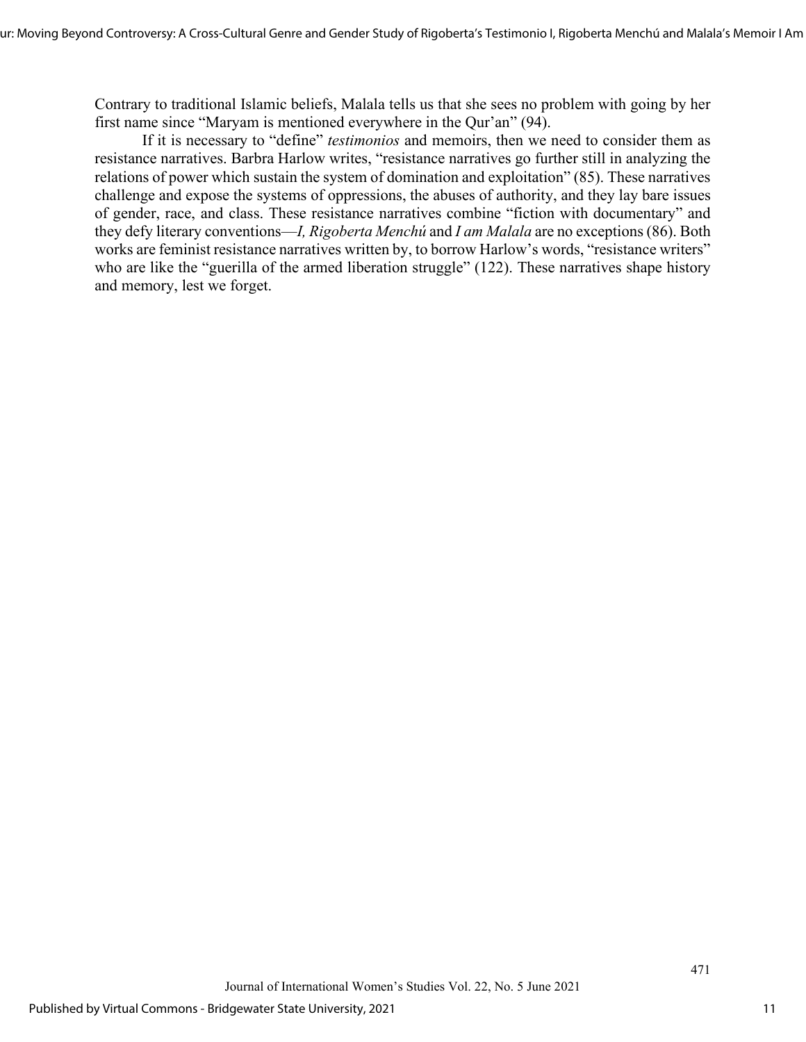Contrary to traditional Islamic beliefs, Malala tells us that she sees no problem with going by her first name since "Maryam is mentioned everywhere in the Qur'an" (94).

If it is necessary to "define" *testimonios* and memoirs, then we need to consider them as resistance narratives. Barbra Harlow writes, "resistance narratives go further still in analyzing the relations of power which sustain the system of domination and exploitation" (85). These narratives challenge and expose the systems of oppressions, the abuses of authority, and they lay bare issues of gender, race, and class. These resistance narratives combine "fiction with documentary" and they defy literary conventions—*I, Rigoberta Menchú* and *I am Malala* are no exceptions (86). Both works are feminist resistance narratives written by, to borrow Harlow's words, "resistance writers" who are like the "guerilla of the armed liberation struggle" (122). These narratives shape history and memory, lest we forget.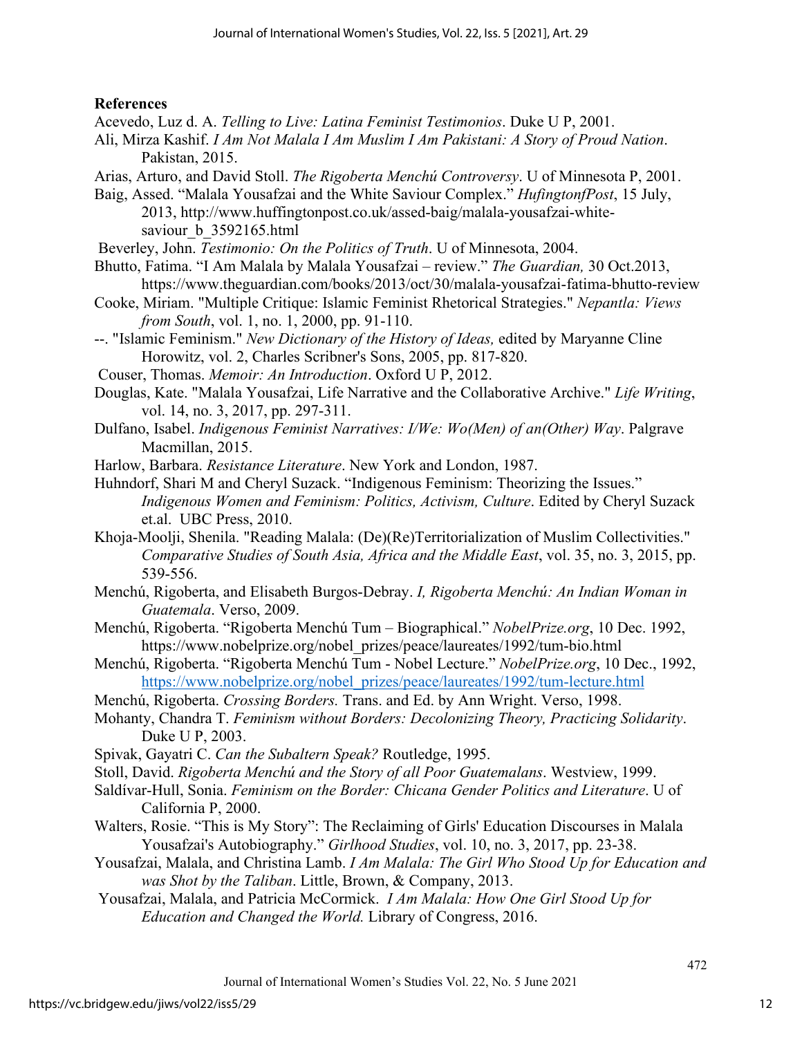## References

Acevedo, Luz d. A. *Telling to Live: Latina Feminist Testimonios*. Duke U P, 2001.

Ali, Mirza Kashif. *I Am Not Malala I Am Muslim I Am Pakistani: A Story of Proud Nation*. Pakistan, 2015.

Arias, Arturo, and David Stoll. *The Rigoberta Menchú Controversy*. U of Minnesota P, 2001.

Baig, Assed. "Malala Yousafzai and the White Saviour Complex." *HufingtonfPost*, 15 July, 2013, http://www.huffingtonpost.co.uk/assed-baig/malala-yousafzai-white-saviour_b_3592165.html

Beverley, John. *Testimonio: On the Politics of Truth*. U of Minnesota, 2004.

Bhutto, Fatima. "I Am Malala by Malala Yousafzai – review." *The Guardian,* 30 Oct.2013, https://www.theguardian.com/books/2013/oct/30/malala-yousafzai-fatima-bhutto-review

Cooke, Miriam. "Multiple Critique: Islamic Feminist Rhetorical Strategies." *Nepantla: Views from South*, vol. 1, no. 1, 2000, pp. 91-110.

--. "Islamic Feminism." *New Dictionary of the History of Ideas,* edited by Maryanne Cline Horowitz, vol. 2, Charles Scribner's Sons, 2005, pp. 817-820.

Couser, Thomas. *Memoir: An Introduction*. Oxford U P, 2012.

Douglas, Kate. "Malala Yousafzai, Life Narrative and the Collaborative Archive." *Life Writing*, vol. 14, no. 3, 2017, pp. 297-311.

Dulfano, Isabel. *Indigenous Feminist Narratives: I/We: Wo(Men) of an(Other) Way*. Palgrave Macmillan, 2015.

Harlow, Barbara. *Resistance Literature*. New York and London, 1987.

Huhndorf, Shari M and Cheryl Suzack. "Indigenous Feminism: Theorizing the Issues." *Indigenous Women and Feminism: Politics, Activism, Culture*. Edited by Cheryl Suzack et.al. UBC Press, 2010.

Khoja-Moolji, Shenila. "Reading Malala: (De)(Re)Territorialization of Muslim Collectivities." *Comparative Studies of South Asia, Africa and the Middle East*, vol. 35, no. 3, 2015, pp. 539-556.

Menchú, Rigoberta, and Elisabeth Burgos-Debray. *I, Rigoberta Menchú: An Indian Woman in Guatemala*. Verso, 2009.

Menchú, Rigoberta. "Rigoberta Menchú Tum – Biographical." *NobelPrize.org*, 10 Dec. 1992, https://www.nobelprize.org/nobel_prizes/peace/laureates/1992/tum-bio.html

Menchú, Rigoberta. "Rigoberta Menchú Tum - Nobel Lecture." *NobelPrize.org*, 10 Dec., 1992, https://www.nobelprize.org/nobel_prizes/peace/laureates/1992/tum-lecture.html

Menchú, Rigoberta. *Crossing Borders.* Trans. and Ed. by Ann Wright. Verso, 1998.

Mohanty, Chandra T. *Feminism without Borders: Decolonizing Theory, Practicing Solidarity*. Duke U P, 2003.

Spivak, Gayatri C. *Can the Subaltern Speak?* Routledge, 1995.

Stoll, David. *Rigoberta Menchú and the Story of all Poor Guatemalans*. Westview, 1999.

Saldívar-Hull, Sonia. *Feminism on the Border: Chicana Gender Politics and Literature*. U of California P, 2000.

Walters, Rosie. "This is My Story": The Reclaiming of Girls' Education Discourses in Malala Yousafzai's Autobiography." *Girlhood Studies*, vol. 10, no. 3, 2017, pp. 23-38.

Yousafzai, Malala, and Christina Lamb. *I Am Malala: The Girl Who Stood Up for Education and was Shot by the Taliban*. Little, Brown, & Company, 2013.

Yousafzai, Malala, and Patricia McCormick. *I Am Malala: How One Girl Stood Up for Education and Changed the World.* Library of Congress, 2016.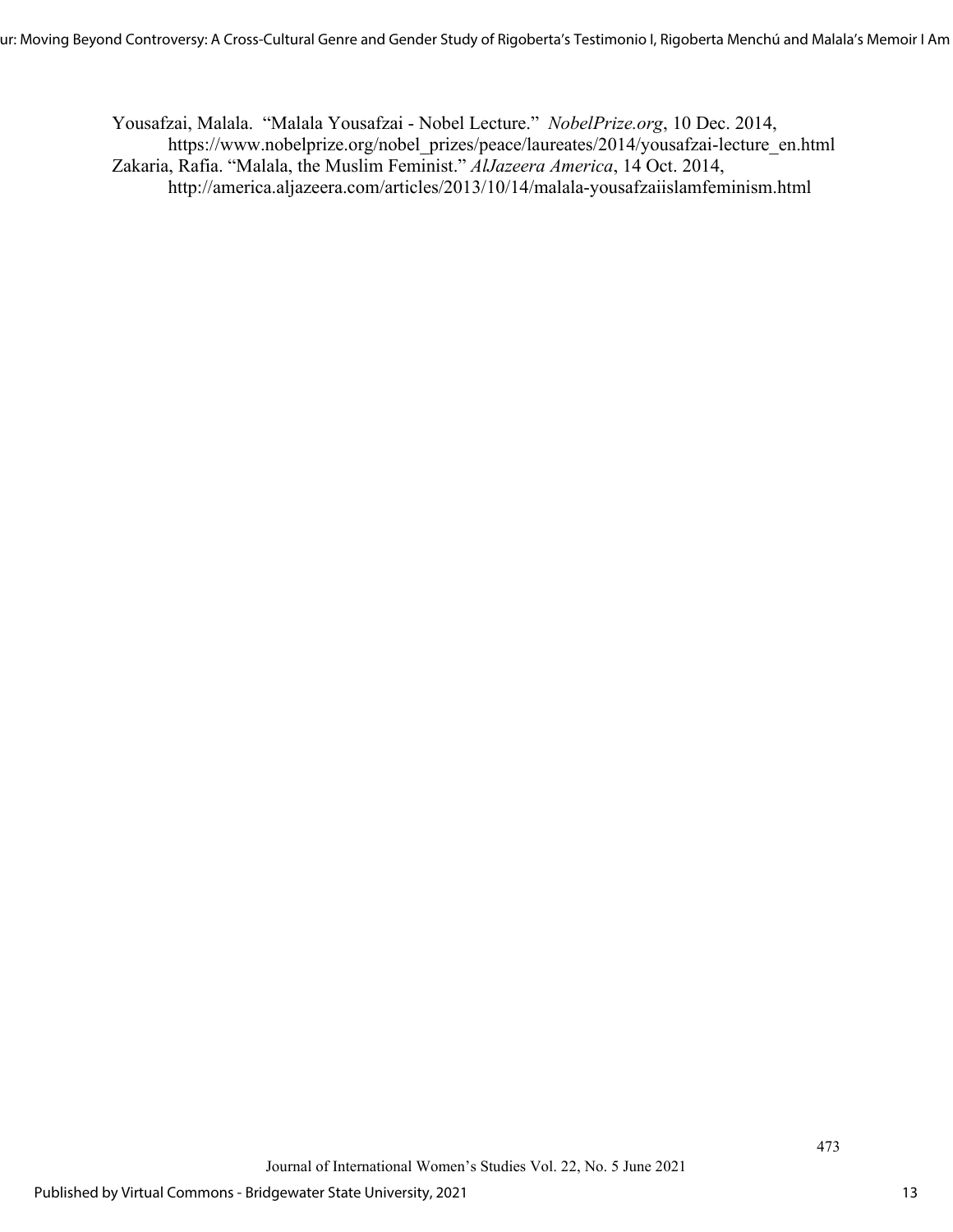Yousafzai, Malala. "Malala Yousafzai - Nobel Lecture." *NobelPrize.org*, 10 Dec. 2014, https://www.nobelprize.org/nobel_prizes/peace/laureates/2014/yousafzai-lecture_en.html

Zakaria, Rafia. "Malala, the Muslim Feminist." *AlJazeera America*, 14 Oct. 2014, http://america.aljazeera.com/articles/2013/10/14/malala-yousafzaiislamfeminism.html